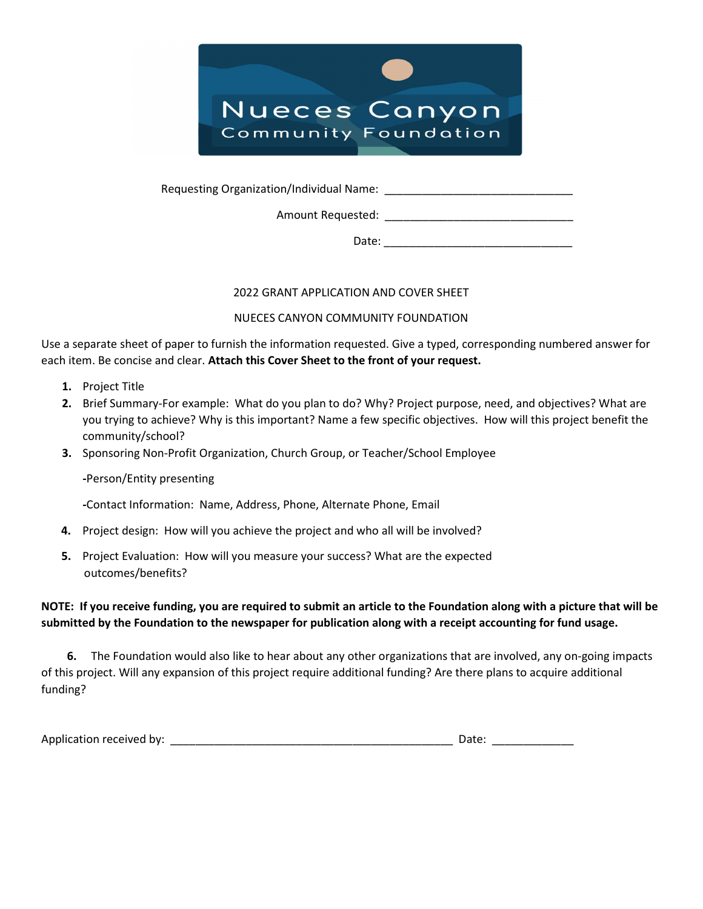Nueces Canyon Community Foundation

Requesting Organization/Individual Name: ______________________________

Amount Requested: ______________________________

Date: ______________________________

## 2022 GRANT APPLICATION AND COVER SHEET

## NUECES CANYON COMMUNITY FOUNDATION

Use a separate sheet of paper to furnish the information requested. Give a typed, corresponding numbered answer for each item. Be concise and clear. **Attach this Cover Sheet to the front of your request.**

1. Project Title
2. Brief Summary-For example: What do you plan to do? Why? Project purpose, need, and objectives? What are you trying to achieve? Why is this important? Name a few specific objectives. How will this project benefit the community/school?
3. Sponsoring Non-Profit Organization, Church Group, or Teacher/School Employee

   -Person/Entity presenting

   -Contact Information: Name, Address, Phone, Alternate Phone, Email

4. Project design: How will you achieve the project and who all will be involved?
5. Project Evaluation: How will you measure your success? What are the expected outcomes/benefits?

**NOTE: If you receive funding, you are required to submit an article to the Foundation along with a picture that will be submitted by the Foundation to the newspaper for publication along with a receipt accounting for fund usage.**

**6.** The Foundation would also like to hear about any other organizations that are involved, any on-going impacts of this project. Will any expansion of this project require additional funding? Are there plans to acquire additional funding?

Application received by: ______________________________________________ Date: _____________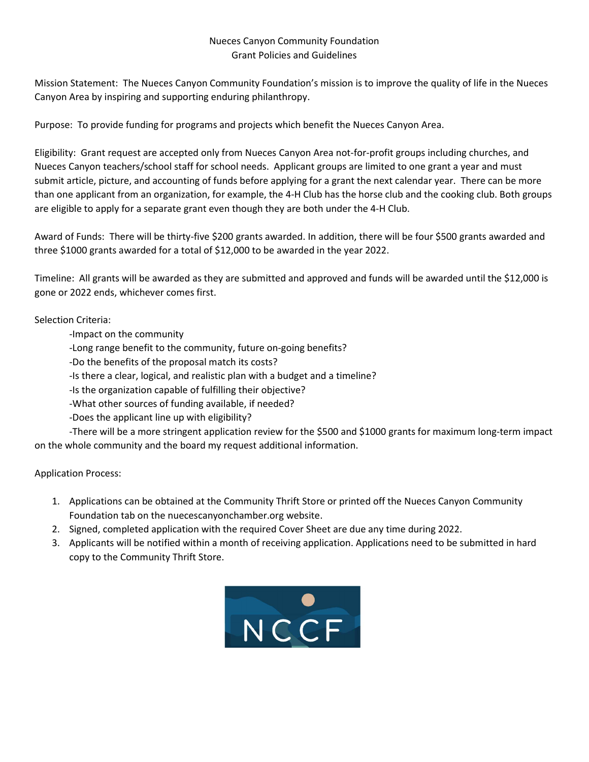# Nueces Canyon Community Foundation
## Grant Policies and Guidelines

Mission Statement: The Nueces Canyon Community Foundation's mission is to improve the quality of life in the Nueces Canyon Area by inspiring and supporting enduring philanthropy.

Purpose: To provide funding for programs and projects which benefit the Nueces Canyon Area.

Eligibility: Grant request are accepted only from Nueces Canyon Area not-for-profit groups including churches, and Nueces Canyon teachers/school staff for school needs. Applicant groups are limited to one grant a year and must submit article, picture, and accounting of funds before applying for a grant the next calendar year. There can be more than one applicant from an organization, for example, the 4-H Club has the horse club and the cooking club. Both groups are eligible to apply for a separate grant even though they are both under the 4-H Club.

Award of Funds: There will be thirty-five $200 grants awarded. In addition, there will be four $500 grants awarded and three $1000 grants awarded for a total of $12,000 to be awarded in the year 2022.

Timeline: All grants will be awarded as they are submitted and approved and funds will be awarded until the $12,000 is gone or 2022 ends, whichever comes first.

Selection Criteria:

-Impact on the community
-Long range benefit to the community, future on-going benefits?
-Do the benefits of the proposal match its costs?
-Is there a clear, logical, and realistic plan with a budget and a timeline?
-Is the organization capable of fulfilling their objective?
-What other sources of funding available, if needed?
-Does the applicant line up with eligibility?
-There will be a more stringent application review for the $500 and $1000 grants for maximum long-term impact on the whole community and the board my request additional information.

Application Process:

1. Applications can be obtained at the Community Thrift Store or printed off the Nueces Canyon Community Foundation tab on the nuecescanyonchamber.org website.
2. Signed, completed application with the required Cover Sheet are due any time during 2022.
3. Applicants will be notified within a month of receiving application. Applications need to be submitted in hard copy to the Community Thrift Store.

NCCF